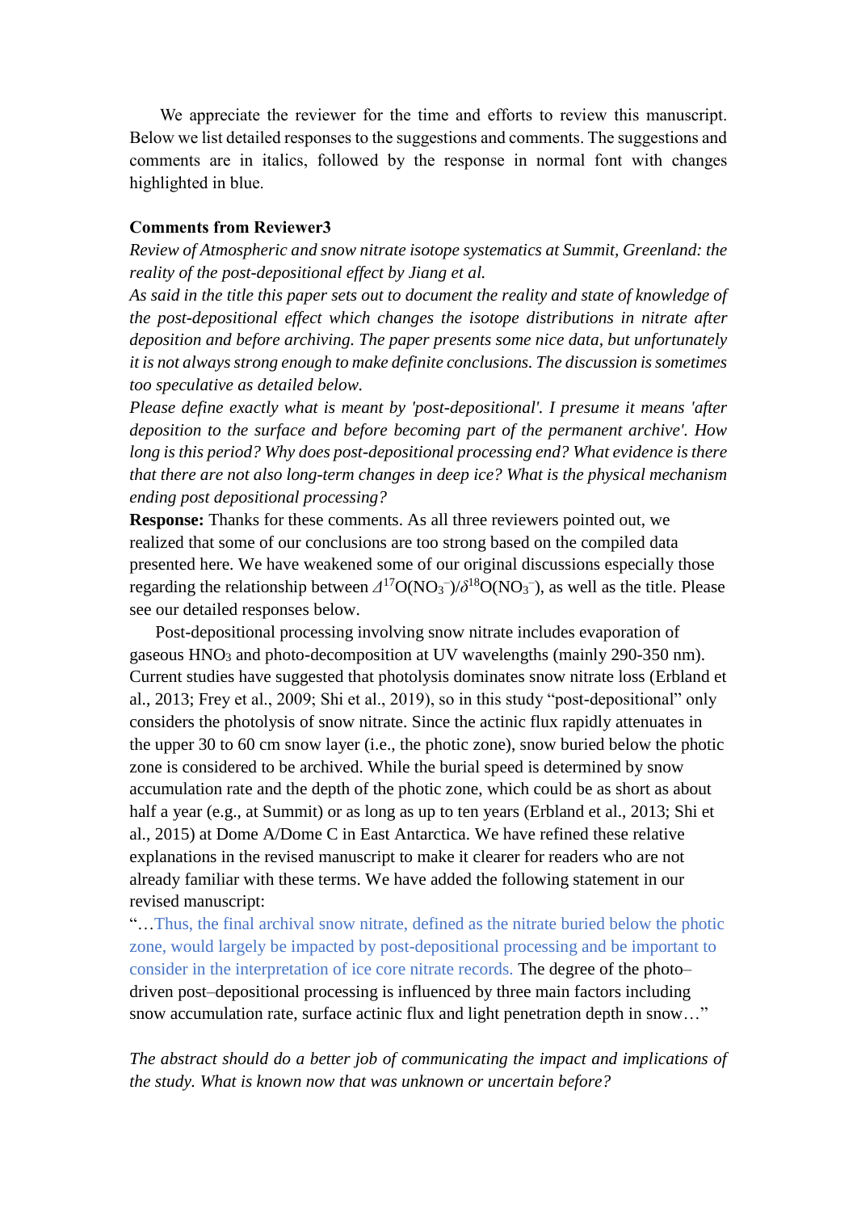We appreciate the reviewer for the time and efforts to review this manuscript. Below we list detailed responses to the suggestions and comments. The suggestions and comments are in italics, followed by the response in normal font with changes highlighted in blue.

**Comments from Reviewer3**

*Review of Atmospheric and snow nitrate isotope systematics at Summit, Greenland: the reality of the post-depositional effect by Jiang et al.*

*As said in the title this paper sets out to document the reality and state of knowledge of the post-depositional effect which changes the isotope distributions in nitrate after deposition and before archiving. The paper presents some nice data, but unfortunately it is not always strong enough to make definite conclusions. The discussion is sometimes too speculative as detailed below.*

*Please define exactly what is meant by 'post-depositional'. I presume it means 'after deposition to the surface and before becoming part of the permanent archive'. How long is this period? Why does post-depositional processing end? What evidence is there that there are not also long-term changes in deep ice? What is the physical mechanism ending post depositional processing?*

**Response:** Thanks for these comments. As all three reviewers pointed out, we realized that some of our conclusions are too strong based on the compiled data presented here. We have weakened some of our original discussions especially those regarding the relationship between $\Delta^{17}O(NO_3^-)/\delta^{18}O(NO_3^-)$, as well as the title. Please see our detailed responses below.

Post-depositional processing involving snow nitrate includes evaporation of gaseous $HNO_3$ and photo-decomposition at UV wavelengths (mainly 290-350 nm). Current studies have suggested that photolysis dominates snow nitrate loss (Erbland et al., 2013; Frey et al., 2009; Shi et al., 2019), so in this study "post-depositional" only considers the photolysis of snow nitrate. Since the actinic flux rapidly attenuates in the upper 30 to 60 cm snow layer (i.e., the photic zone), snow buried below the photic zone is considered to be archived. While the burial speed is determined by snow accumulation rate and the depth of the photic zone, which could be as short as about half a year (e.g., at Summit) or as long as up to ten years (Erbland et al., 2013; Shi et al., 2015) at Dome A/Dome C in East Antarctica. We have refined these relative explanations in the revised manuscript to make it clearer for readers who are not already familiar with these terms. We have added the following statement in our revised manuscript:

"…Thus, the final archival snow nitrate, defined as the nitrate buried below the photic zone, would largely be impacted by post-depositional processing and be important to consider in the interpretation of ice core nitrate records. The degree of the photo–driven post–depositional processing is influenced by three main factors including snow accumulation rate, surface actinic flux and light penetration depth in snow…"

*The abstract should do a better job of communicating the impact and implications of the study. What is known now that was unknown or uncertain before?*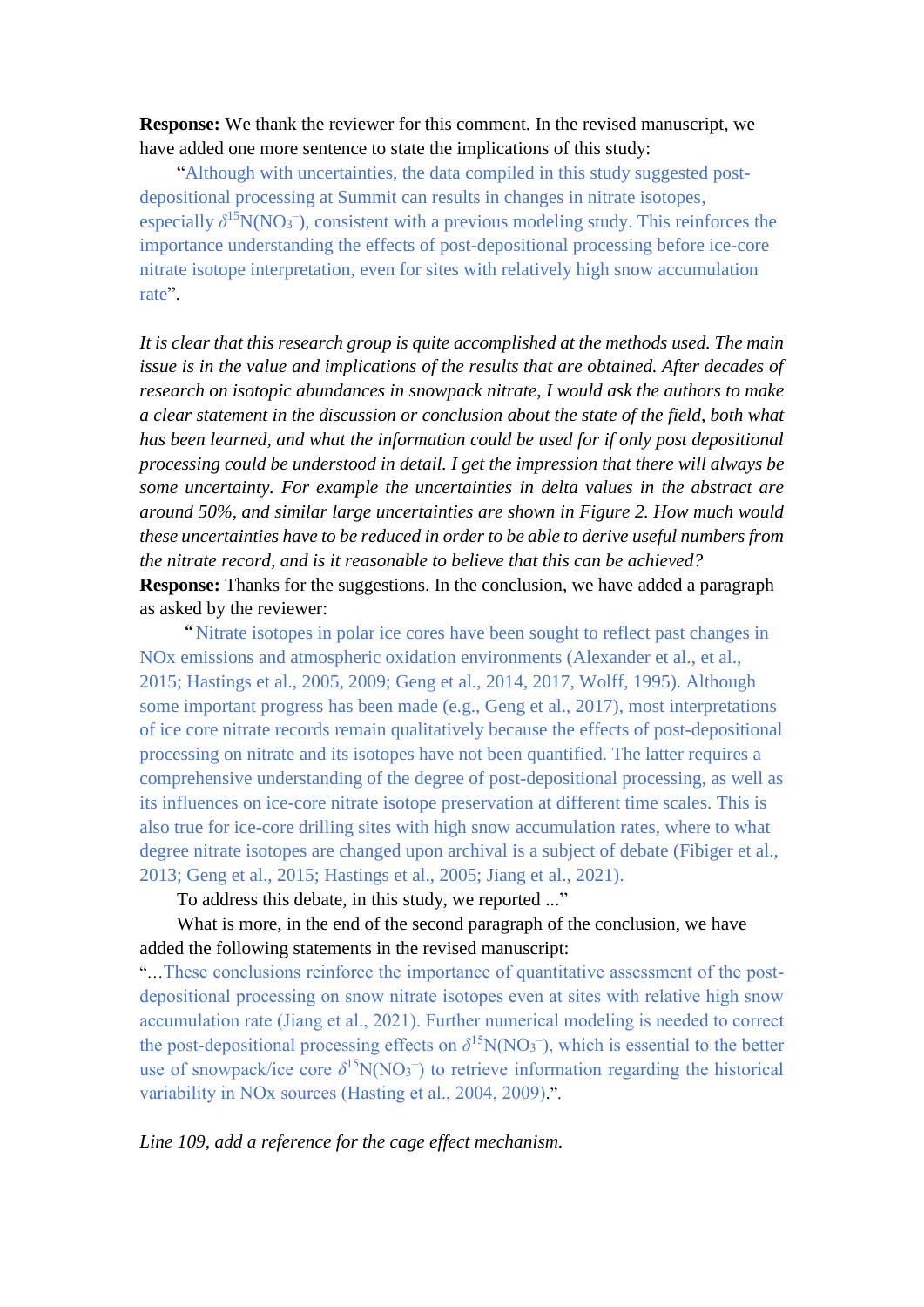**Response:** We thank the reviewer for this comment. In the revised manuscript, we have added one more sentence to state the implications of this study:

"Although with uncertainties, the data compiled in this study suggested post-depositional processing at Summit can results in changes in nitrate isotopes, especially $\delta^{15}N(NO_3^-)$, consistent with a previous modeling study. This reinforces the importance understanding the effects of post-depositional processing before ice-core nitrate isotope interpretation, even for sites with relatively high snow accumulation rate".

*It is clear that this research group is quite accomplished at the methods used. The main issue is in the value and implications of the results that are obtained. After decades of research on isotopic abundances in snowpack nitrate, I would ask the authors to make a clear statement in the discussion or conclusion about the state of the field, both what has been learned, and what the information could be used for if only post depositional processing could be understood in detail. I get the impression that there will always be some uncertainty. For example the uncertainties in delta values in the abstract are around 50%, and similar large uncertainties are shown in Figure 2. How much would these uncertainties have to be reduced in order to be able to derive useful numbers from the nitrate record, and is it reasonable to believe that this can be achieved?*

**Response:** Thanks for the suggestions. In the conclusion, we have added a paragraph as asked by the reviewer:

"Nitrate isotopes in polar ice cores have been sought to reflect past changes in NOx emissions and atmospheric oxidation environments (Alexander et al., et al., 2015; Hastings et al., 2005, 2009; Geng et al., 2014, 2017, Wolff, 1995). Although some important progress has been made (e.g., Geng et al., 2017), most interpretations of ice core nitrate records remain qualitatively because the effects of post-depositional processing on nitrate and its isotopes have not been quantified. The latter requires a comprehensive understanding of the degree of post-depositional processing, as well as its influences on ice-core nitrate isotope preservation at different time scales. This is also true for ice-core drilling sites with high snow accumulation rates, where to what degree nitrate isotopes are changed upon archival is a subject of debate (Fibiger et al., 2013; Geng et al., 2015; Hastings et al., 2005; Jiang et al., 2021).

To address this debate, in this study, we reported ..."

What is more, in the end of the second paragraph of the conclusion, we have added the following statements in the revised manuscript:

"…These conclusions reinforce the importance of quantitative assessment of the post-depositional processing on snow nitrate isotopes even at sites with relative high snow accumulation rate (Jiang et al., 2021). Further numerical modeling is needed to correct the post-depositional processing effects on $\delta^{15}N(NO_3^-)$, which is essential to the better use of snowpack/ice core $\delta^{15}N(NO_3^-)$ to retrieve information regarding the historical variability in NOx sources (Hasting et al., 2004, 2009).".

*Line 109, add a reference for the cage effect mechanism.*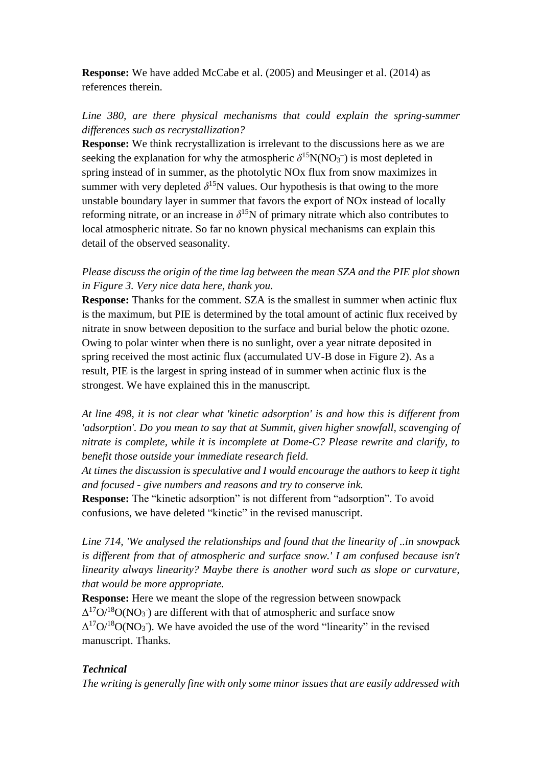**Response:** We have added McCabe et al. (2005) and Meusinger et al. (2014) as references therein.

*Line 380, are there physical mechanisms that could explain the spring-summer differences such as recrystallization?*

**Response:** We think recrystallization is irrelevant to the discussions here as we are seeking the explanation for why the atmospheric $\delta^{15}N(NO_3^-)$ is most depleted in spring instead of in summer, as the photolytic NOx flux from snow maximizes in summer with very depleted $\delta^{15}N$ values. Our hypothesis is that owing to the more unstable boundary layer in summer that favors the export of NOx instead of locally reforming nitrate, or an increase in $\delta^{15}N$ of primary nitrate which also contributes to local atmospheric nitrate. So far no known physical mechanisms can explain this detail of the observed seasonality.

*Please discuss the origin of the time lag between the mean SZA and the PIE plot shown in Figure 3. Very nice data here, thank you.*

**Response:** Thanks for the comment. SZA is the smallest in summer when actinic flux is the maximum, but PIE is determined by the total amount of actinic flux received by nitrate in snow between deposition to the surface and burial below the photic ozone. Owing to polar winter when there is no sunlight, over a year nitrate deposited in spring received the most actinic flux (accumulated UV-B dose in Figure 2). As a result, PIE is the largest in spring instead of in summer when actinic flux is the strongest. We have explained this in the manuscript.

*At line 498, it is not clear what 'kinetic adsorption' is and how this is different from 'adsorption'. Do you mean to say that at Summit, given higher snowfall, scavenging of nitrate is complete, while it is incomplete at Dome-C? Please rewrite and clarify, to benefit those outside your immediate research field.*

*At times the discussion is speculative and I would encourage the authors to keep it tight and focused - give numbers and reasons and try to conserve ink.*

**Response:** The "kinetic adsorption" is not different from "adsorption". To avoid confusions, we have deleted "kinetic" in the revised manuscript.

*Line 714, 'We analysed the relationships and found that the linearity of ..in snowpack is different from that of atmospheric and surface snow.' I am confused because isn't linearity always linearity? Maybe there is another word such as slope or curvature, that would be more appropriate.*

**Response:** Here we meant the slope of the regression between snowpack $\Delta^{17}O/^{18}O(NO_3^-)$ are different with that of atmospheric and surface snow $\Delta^{17}O/^{18}O(NO_3^-)$. We have avoided the use of the word "linearity" in the revised manuscript. Thanks.

***Technical***

*The writing is generally fine with only some minor issues that are easily addressed with*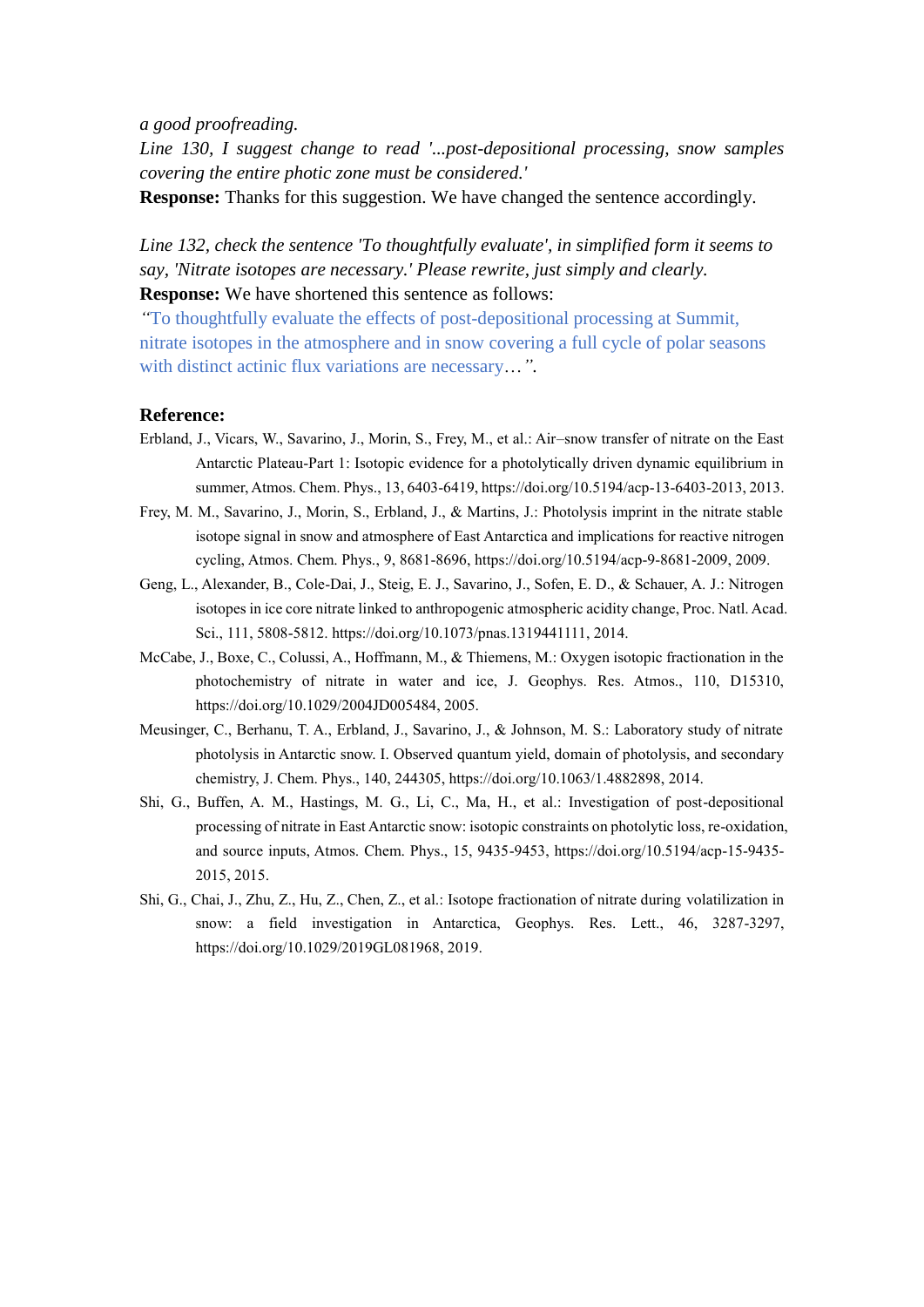*a good proofreading.*

*Line 130, I suggest change to read '...post-depositional processing, snow samples covering the entire photic zone must be considered.'*

**Response:** Thanks for this suggestion. We have changed the sentence accordingly.

*Line 132, check the sentence 'To thoughtfully evaluate', in simplified form it seems to say, 'Nitrate isotopes are necessary.' Please rewrite, just simply and clearly.*

**Response:** We have shortened this sentence as follows:

*"*To thoughtfully evaluate the effects of post-depositional processing at Summit, nitrate isotopes in the atmosphere and in snow covering a full cycle of polar seasons with distinct actinic flux variations are necessary…*"*.

**Reference:**

Erbland, J., Vicars, W., Savarino, J., Morin, S., Frey, M., et al.: Air–snow transfer of nitrate on the East Antarctic Plateau-Part 1: Isotopic evidence for a photolytically driven dynamic equilibrium in summer, Atmos. Chem. Phys., 13, 6403-6419, https://doi.org/10.5194/acp-13-6403-2013, 2013.

Frey, M. M., Savarino, J., Morin, S., Erbland, J., & Martins, J.: Photolysis imprint in the nitrate stable isotope signal in snow and atmosphere of East Antarctica and implications for reactive nitrogen cycling, Atmos. Chem. Phys., 9, 8681-8696, https://doi.org/10.5194/acp-9-8681-2009, 2009.

Geng, L., Alexander, B., Cole-Dai, J., Steig, E. J., Savarino, J., Sofen, E. D., & Schauer, A. J.: Nitrogen isotopes in ice core nitrate linked to anthropogenic atmospheric acidity change, Proc. Natl. Acad. Sci., 111, 5808-5812. https://doi.org/10.1073/pnas.1319441111, 2014.

McCabe, J., Boxe, C., Colussi, A., Hoffmann, M., & Thiemens, M.: Oxygen isotopic fractionation in the photochemistry of nitrate in water and ice, J. Geophys. Res. Atmos., 110, D15310, https://doi.org/10.1029/2004JD005484, 2005.

Meusinger, C., Berhanu, T. A., Erbland, J., Savarino, J., & Johnson, M. S.: Laboratory study of nitrate photolysis in Antarctic snow. I. Observed quantum yield, domain of photolysis, and secondary chemistry, J. Chem. Phys., 140, 244305, https://doi.org/10.1063/1.4882898, 2014.

Shi, G., Buffen, A. M., Hastings, M. G., Li, C., Ma, H., et al.: Investigation of post-depositional processing of nitrate in East Antarctic snow: isotopic constraints on photolytic loss, re-oxidation, and source inputs, Atmos. Chem. Phys., 15, 9435-9453, https://doi.org/10.5194/acp-15-9435-2015, 2015.

Shi, G., Chai, J., Zhu, Z., Hu, Z., Chen, Z., et al.: Isotope fractionation of nitrate during volatilization in snow: a field investigation in Antarctica, Geophys. Res. Lett., 46, 3287-3297, https://doi.org/10.1029/2019GL081968, 2019.